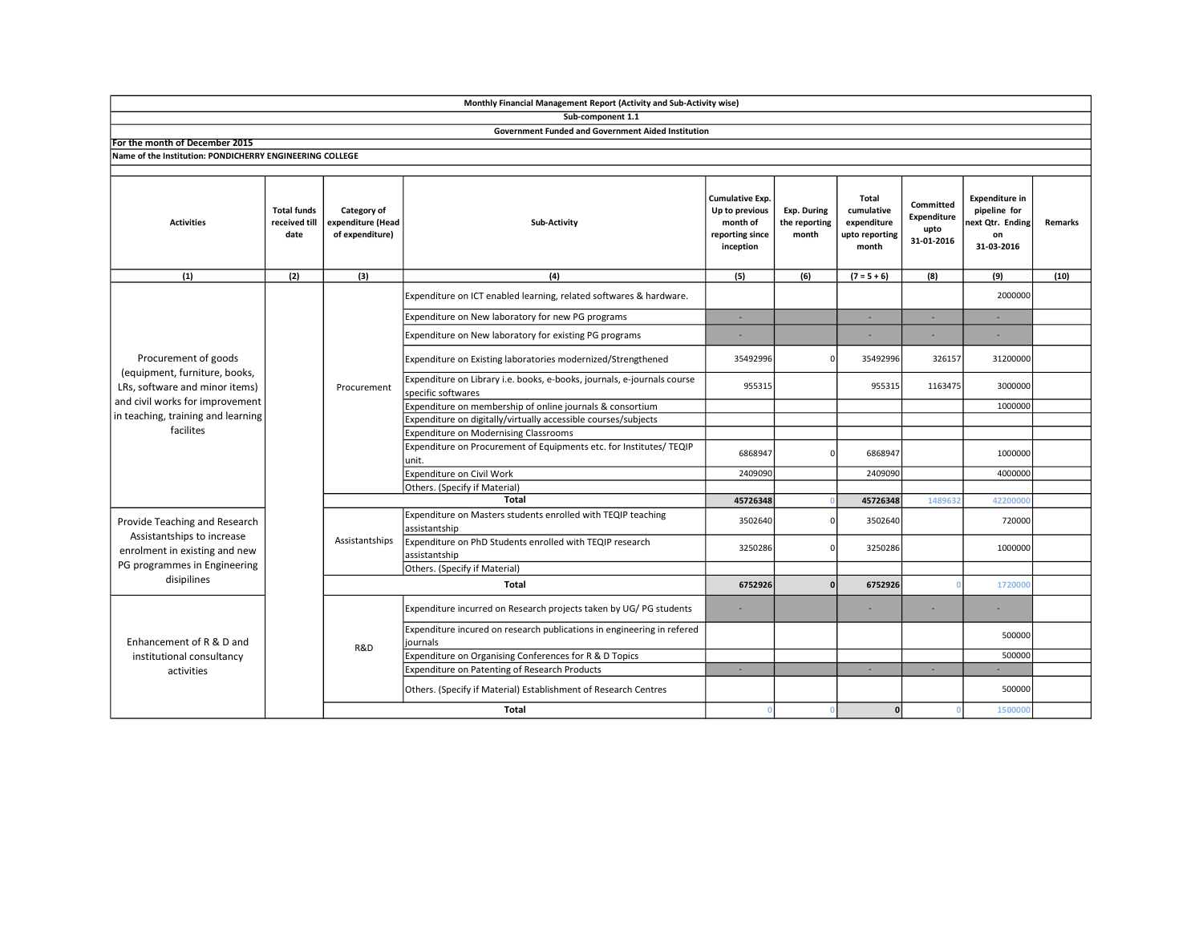**Monthly Financial Management Report (Activity and Sub-Activity wise)**

**Sub-component 1.1**

**Government Funded and Government Aided Institution**

**For the month of December 2015**

**Name of the Institution: PONDICHERRY ENGINEERING COLLEGE**

| Activities | Total funds received till date | Category of expenditure (Head of expenditure) | Sub-Activity | Cumulative Exp. Up to previous month of reporting since inception | Exp. During the reporting month | Total cumulative expenditure upto reporting month | Committed Expenditure upto 31-01-2016 | Expenditure in pipeline for next Qtr. Ending on 31-03-2016 | Remarks |
|---|---|---|---|---|---|---|---|---|---|
| (1) | (2) | (3) | (4) | (5) | (6) | (7 = 5 + 6) | (8) | (9) | (10) |
| Procurement of goods (equipment, furniture, books, LRs, software and minor items) and civil works for improvement in teaching, training and learning facilites | | Procurement | Expenditure on ICT enabled learning, related softwares & hardware. | | | | | 2000000 | |
| | | | Expenditure on New laboratory for new PG programs | - | | - | - | - | |
| | | | Expenditure on New laboratory for existing PG programs | - | | - | - | - | |
| | | | Expenditure on Existing laboratories modernized/Strengthened | 35492996 | 0 | 35492996 | 326157 | 31200000 | |
| | | | Expenditure on Library i.e. books, e-books, journals, e-journals course specific softwares | 955315 | | 955315 | 1163475 | 3000000 | |
| | | | Expenditure on membership of online journals & consortium | | | | | 1000000 | |
| | | | Expenditure on digitally/virtually accessible courses/subjects | | | | | | |
| | | | Expenditure on Modernising Classrooms | | | | | | |
| | | | Expenditure on Procurement of Equipments etc. for Institutes/ TEQIP unit. | 6868947 | 0 | 6868947 | | 1000000 | |
| | | | Expenditure on Civil Work | 2409090 | | 2409090 | | 4000000 | |
| | | | Others. (Specify if Material) | | | | | | |
| | | | **Total** | **45726348** | 0 | **45726348** | 1489632 | 42200000 | |
| Provide Teaching and Research Assistantships to increase enrolment in existing and new PG programmes in Engineering disipilines | | Assistantships | Expenditure on Masters students enrolled with TEQIP teaching assistantship | 3502640 | 0 | 3502640 | | 720000 | |
| | | | Expenditure on PhD Students enrolled with TEQIP research assistantship | 3250286 | 0 | 3250286 | | 1000000 | |
| | | | Others. (Specify if Material) | | | | | | |
| | | | **Total** | **6752926** | **0** | **6752926** | 0 | 1720000 | |
| Enhancement of R & D and institutional consultancy activities | | R&D | Expenditure incurred on Research projects taken by UG/ PG students | - | | - | - | - | |
| | | | Expenditure incured on research publications in engineering in refered journals | | | | | 500000 | |
| | | | Expenditure on Organising Conferences for R & D Topics | | | | | 500000 | |
| | | | Expenditure on Patenting of Research Products | - | | - | - | - | |
| | | | Others. (Specify if Material) Establishment of Research Centres | | | | | 500000 | |
| | | | **Total** | 0 | 0 | **0** | 0 | 1500000 | |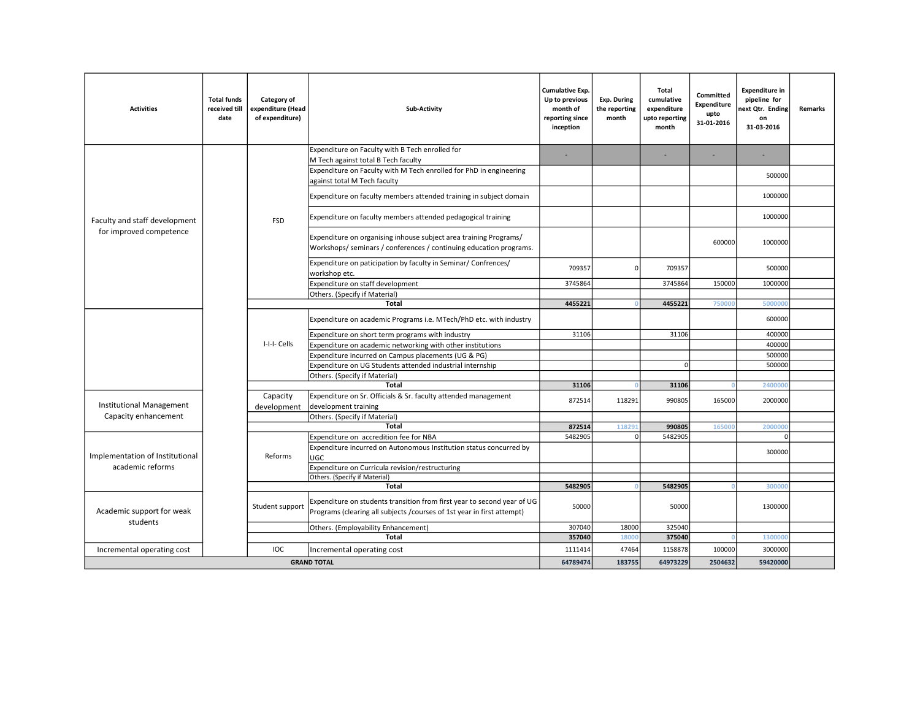| Activities | Total funds received till date | Category of expenditure (Head of expenditure) | Sub-Activity | Cumulative Exp. Up to previous month of reporting since inception | Exp. During the reporting month | Total cumulative expenditure upto reporting month | Committed Expenditure upto 31-01-2016 | Expenditure in pipeline for next Qtr. Ending on 31-03-2016 | Remarks |
|---|---|---|---|---|---|---|---|---|---|
| Faculty and staff development for improved competence | | FSD | Expenditure on Faculty with B Tech enrolled for M Tech against total B Tech faculty | - | | - | - | - | |
| | | | Expenditure on Faculty with M Tech enrolled for PhD in engineering against total M Tech faculty | | | | | 500000 | |
| | | | Expenditure on faculty members attended training in subject domain | | | | | 1000000 | |
| | | | Expenditure on faculty members attended pedagogical training | | | | | 1000000 | |
| | | | Expenditure on organising inhouse subject area training Programs/ Workshops/ seminars / conferences / continuing education programs. | | | | 600000 | 1000000 | |
| | | | Expenditure on paticipation by faculty in Seminar/ Confrences/ workshop etc. | 709357 | 0 | 709357 | | 500000 | |
| | | | Expenditure on staff development | 3745864 | | 3745864 | 150000 | 1000000 | |
| | | | Others. (Specify if Material) | | | | | | |
| | | | **Total** | **4455221** | 0 | **4455221** | 750000 | 5000000 | |
| | | I-I-I- Cells | Expenditure on academic Programs i.e. MTech/PhD etc. with industry | | | | | 600000 | |
| | | | Expenditure on short term programs with industry | 31106 | | 31106 | | 400000 | |
| | | | Expenditure on academic networking with other institutions | | | | | 400000 | |
| | | | Expenditure incurred on Campus placements (UG & PG) | | | | | 500000 | |
| | | | Expenditure on UG Students attended industrial internship | | | 0 | | 500000 | |
| | | | Others. (Specify if Material) | | | | | | |
| | | | **Total** | **31106** | 0 | **31106** | 0 | 2400000 | |
| Institutional Management Capacity enhancement | | Capacity development | Expenditure on Sr. Officials & Sr. faculty attended management development training | 872514 | 118291 | 990805 | 165000 | 2000000 | |
| | | | Others. (Specify if Material) | | | | | | |
| | | | **Total** | **872514** | 118291 | **990805** | 165000 | 2000000 | |
| Implementation of Institutional academic reforms | | Reforms | Expenditure on accredition fee for NBA | 5482905 | 0 | 5482905 | | 0 | |
| | | | Expenditure incurred on Autonomous Institution status concurred by UGC | | | | | 300000 | |
| | | | Expenditure on Curricula revision/restructuring | | | | | | |
| | | | Others. (Specify if Material) | | | | | | |
| | | | **Total** | **5482905** | 0 | **5482905** | 0 | 300000 | |
| Academic support for weak students | | Student support | Expenditure on students transition from first year to second year of UG Programs (clearing all subjects /courses of 1st year in first attempt) | 50000 | | 50000 | | 1300000 | |
| | | | Others. (Employability Enhancement) | 307040 | 18000 | 325040 | | | |
| | | | **Total** | **357040** | 18000 | **375040** | 0 | 1300000 | |
| Incremental operating cost | | IOC | Incremental operating cost | 1111414 | 47464 | 1158878 | 100000 | 3000000 | |
| **GRAND TOTAL** | | | | **64789474** | **183755** | **64973229** | **2504632** | **59420000** | |